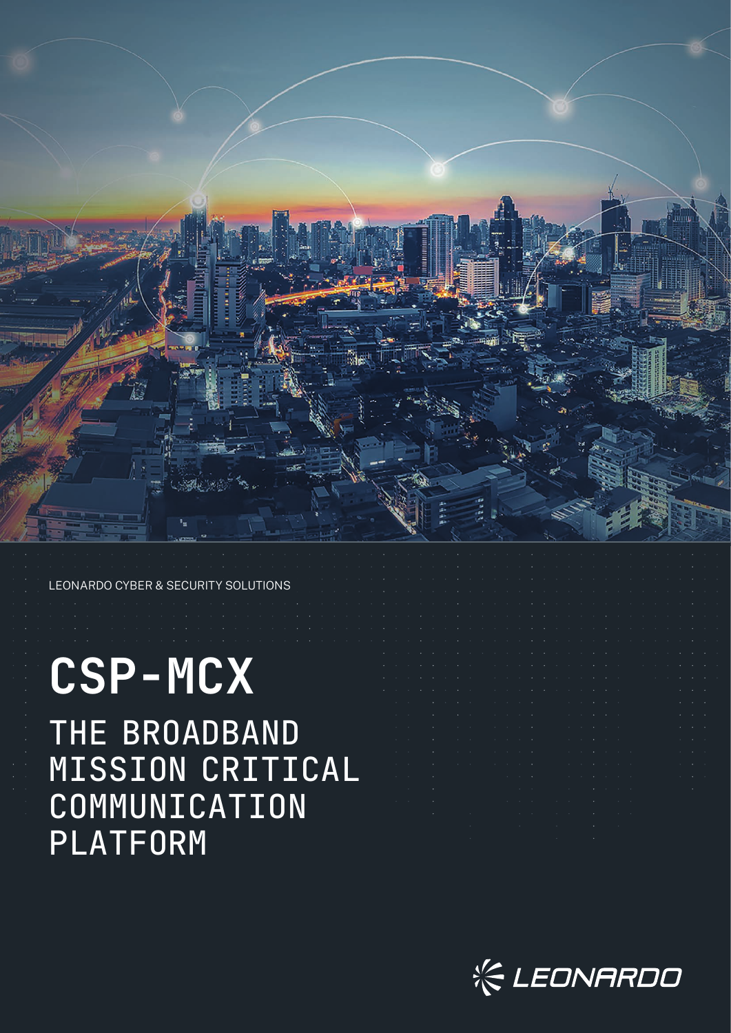LEONARDO CYBER & SECURITY SOLUTIONS

# CSP-MCX

## THE BROADBAND MISSION CRITICAL COMMUNICATION PLATFORM

LEONARDO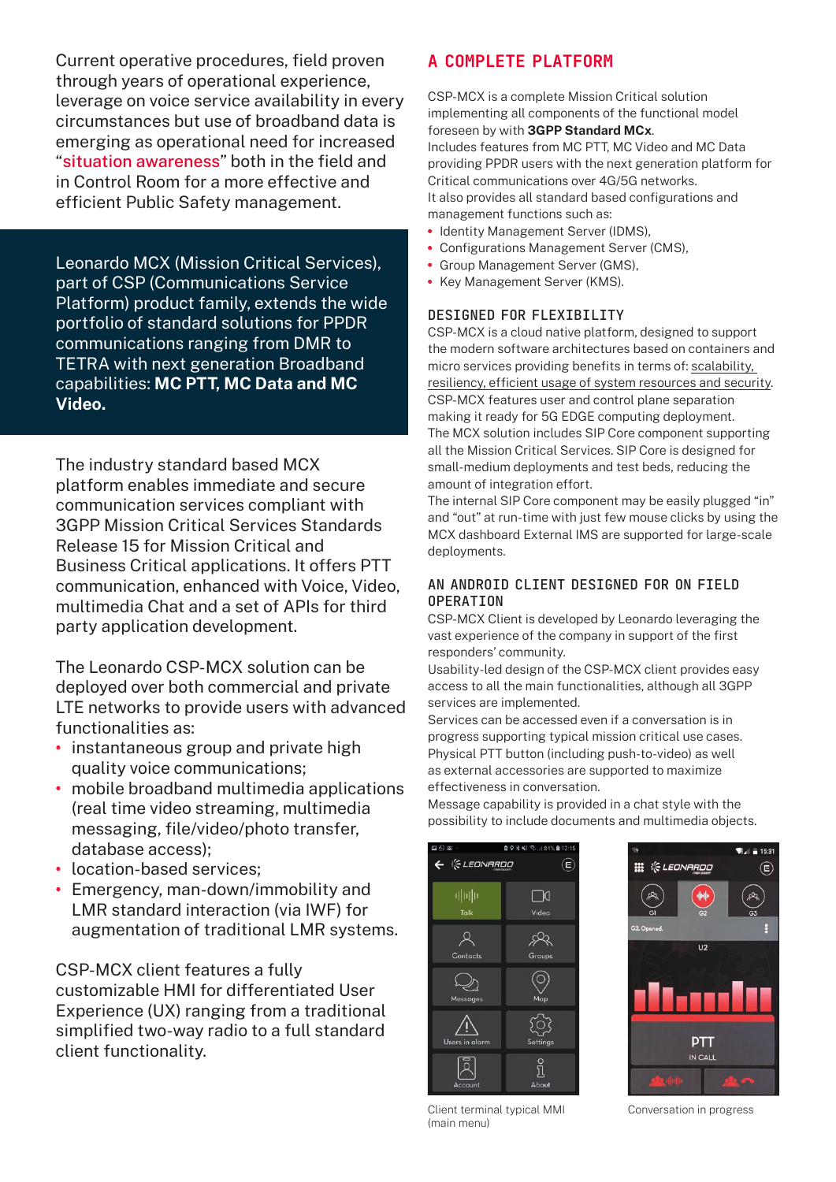Current operative procedures, field proven through years of operational experience, leverage on voice service availability in every circumstances but use of broadband data is emerging as operational need for increased "situation awareness" both in the field and in Control Room for a more effective and efficient Public Safety management.

Leonardo MCX (Mission Critical Services), part of CSP (Communications Service Platform) product family, extends the wide portfolio of standard solutions for PPDR communications ranging from DMR to TETRA with next generation Broadband capabilities: **MC PTT, MC Data and MC Video.**

The industry standard based MCX platform enables immediate and secure communication services compliant with 3GPP Mission Critical Services Standards Release 15 for Mission Critical and Business Critical applications. It offers PTT communication, enhanced with Voice, Video, multimedia Chat and a set of APIs for third party application development.

The Leonardo CSP-MCX solution can be deployed over both commercial and private LTE networks to provide users with advanced functionalities as:

- instantaneous group and private high quality voice communications;
- mobile broadband multimedia applications (real time video streaming, multimedia messaging, file/video/photo transfer, database access);
- location-based services;
- Emergency, man-down/immobility and LMR standard interaction (via IWF) for augmentation of traditional LMR systems.

CSP-MCX client features a fully customizable HMI for differentiated User Experience (UX) ranging from a traditional simplified two-way radio to a full standard client functionality.

## A COMPLETE PLATFORM

CSP-MCX is a complete Mission Critical solution implementing all components of the functional model foreseen by with **3GPP Standard MCx**.
Includes features from MC PTT, MC Video and MC Data providing PPDR users with the next generation platform for Critical communications over 4G/5G networks.
It also provides all standard based configurations and management functions such as:

- Identity Management Server (IDMS),
- Configurations Management Server (CMS),
- Group Management Server (GMS),
- Key Management Server (KMS).

### DESIGNED FOR FLEXIBILITY

CSP-MCX is a cloud native platform, designed to support the modern software architectures based on containers and micro services providing benefits in terms of: scalability, resiliency, efficient usage of system resources and security.
CSP-MCX features user and control plane separation making it ready for 5G EDGE computing deployment.
The MCX solution includes SIP Core component supporting all the Mission Critical Services. SIP Core is designed for small-medium deployments and test beds, reducing the amount of integration effort.
The internal SIP Core component may be easily plugged "in" and "out" at run-time with just few mouse clicks by using the MCX dashboard External IMS are supported for large-scale deployments.

### AN ANDROID CLIENT DESIGNED FOR ON FIELD OPERATION

CSP-MCX Client is developed by Leonardo leveraging the vast experience of the company in support of the first responders' community.
Usability-led design of the CSP-MCX client provides easy access to all the main functionalities, although all 3GPP services are implemented.
Services can be accessed even if a conversation is in progress supporting typical mission critical use cases.
Physical PTT button (including push-to-video) as well as external accessories are supported to maximize effectiveness in conversation.
Message capability is provided in a chat style with the possibility to include documents and multimedia objects.

Client terminal typical MMI (main menu)

Conversation in progress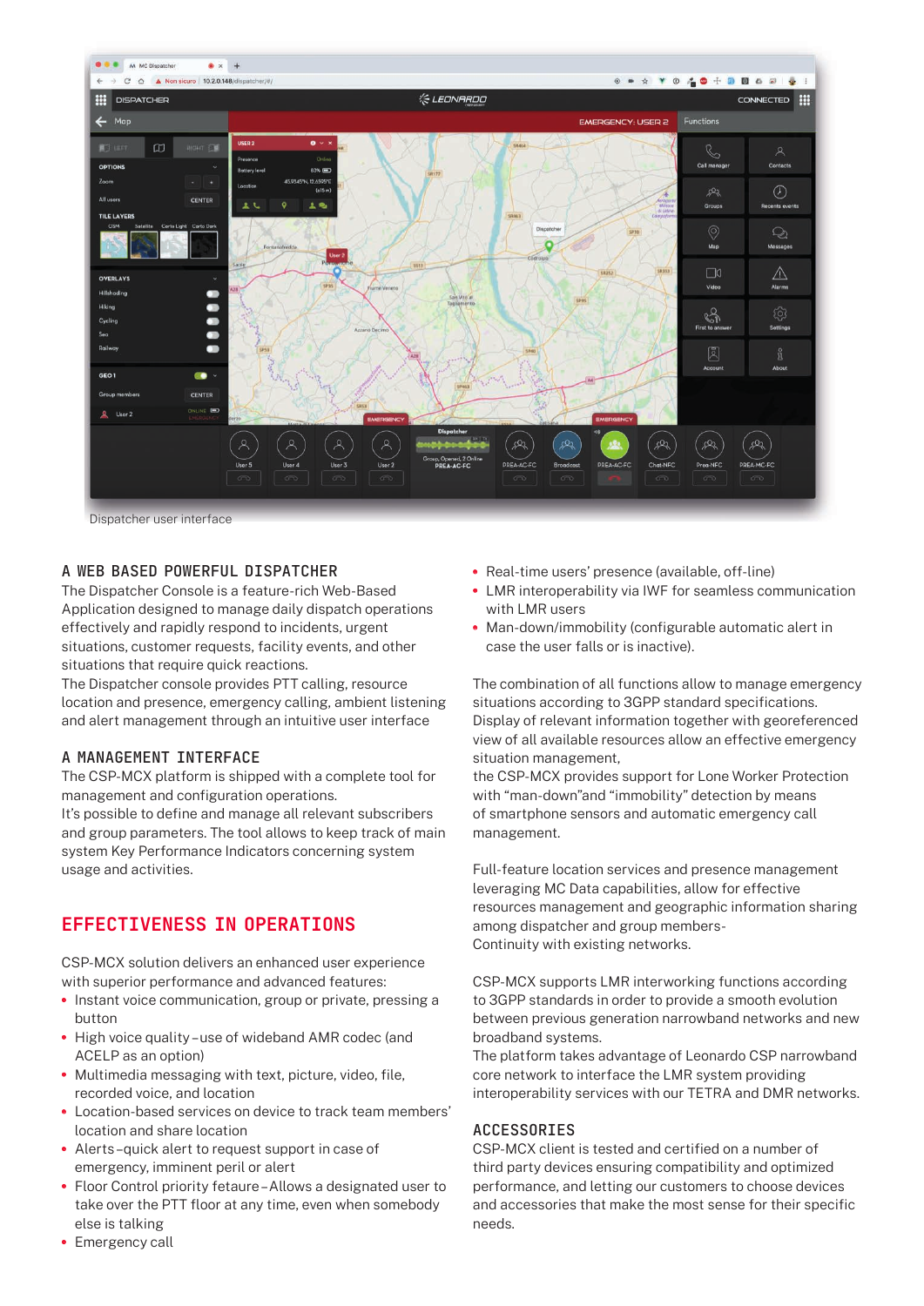Dispatcher user interface

## A WEB BASED POWERFUL DISPATCHER

The Dispatcher Console is a feature-rich Web-Based Application designed to manage daily dispatch operations effectively and rapidly respond to incidents, urgent situations, customer requests, facility events, and other situations that require quick reactions.
The Dispatcher console provides PTT calling, resource location and presence, emergency calling, ambient listening and alert management through an intuitive user interface

## A MANAGEMENT INTERFACE

The CSP-MCX platform is shipped with a complete tool for management and configuration operations.
It's possible to define and manage all relevant subscribers and group parameters. The tool allows to keep track of main system Key Performance Indicators concerning system usage and activities.

## EFFECTIVENESS IN OPERATIONS

CSP-MCX solution delivers an enhanced user experience with superior performance and advanced features:

- Instant voice communication, group or private, pressing a button
- High voice quality – use of wideband AMR codec (and ACELP as an option)
- Multimedia messaging with text, picture, video, file, recorded voice, and location
- Location-based services on device to track team members' location and share location
- Alerts – quick alert to request support in case of emergency, imminent peril or alert
- Floor Control priority fetaure – Allows a designated user to take over the PTT floor at any time, even when somebody else is talking
- Emergency call
- Real-time users' presence (available, off-line)
- LMR interoperability via IWF for seamless communication with LMR users
- Man-down/immobility (configurable automatic alert in case the user falls or is inactive).

The combination of all functions allow to manage emergency situations according to 3GPP standard specifications.
Display of relevant information together with georeferenced view of all available resources allow an effective emergency situation management,
the CSP-MCX provides support for Lone Worker Protection with "man-down"and "immobility" detection by means of smartphone sensors and automatic emergency call management.

Full-feature location services and presence management leveraging MC Data capabilities, allow for effective resources management and geographic information sharing among dispatcher and group members-
Continuity with existing networks.

CSP-MCX supports LMR interworking functions according to 3GPP standards in order to provide a smooth evolution between previous generation narrowband networks and new broadband systems.
The platform takes advantage of Leonardo CSP narrowband core network to interface the LMR system providing interoperability services with our TETRA and DMR networks.

## ACCESSORIES

CSP-MCX client is tested and certified on a number of third party devices ensuring compatibility and optimized performance, and letting our customers to choose devices and accessories that make the most sense for their specific needs.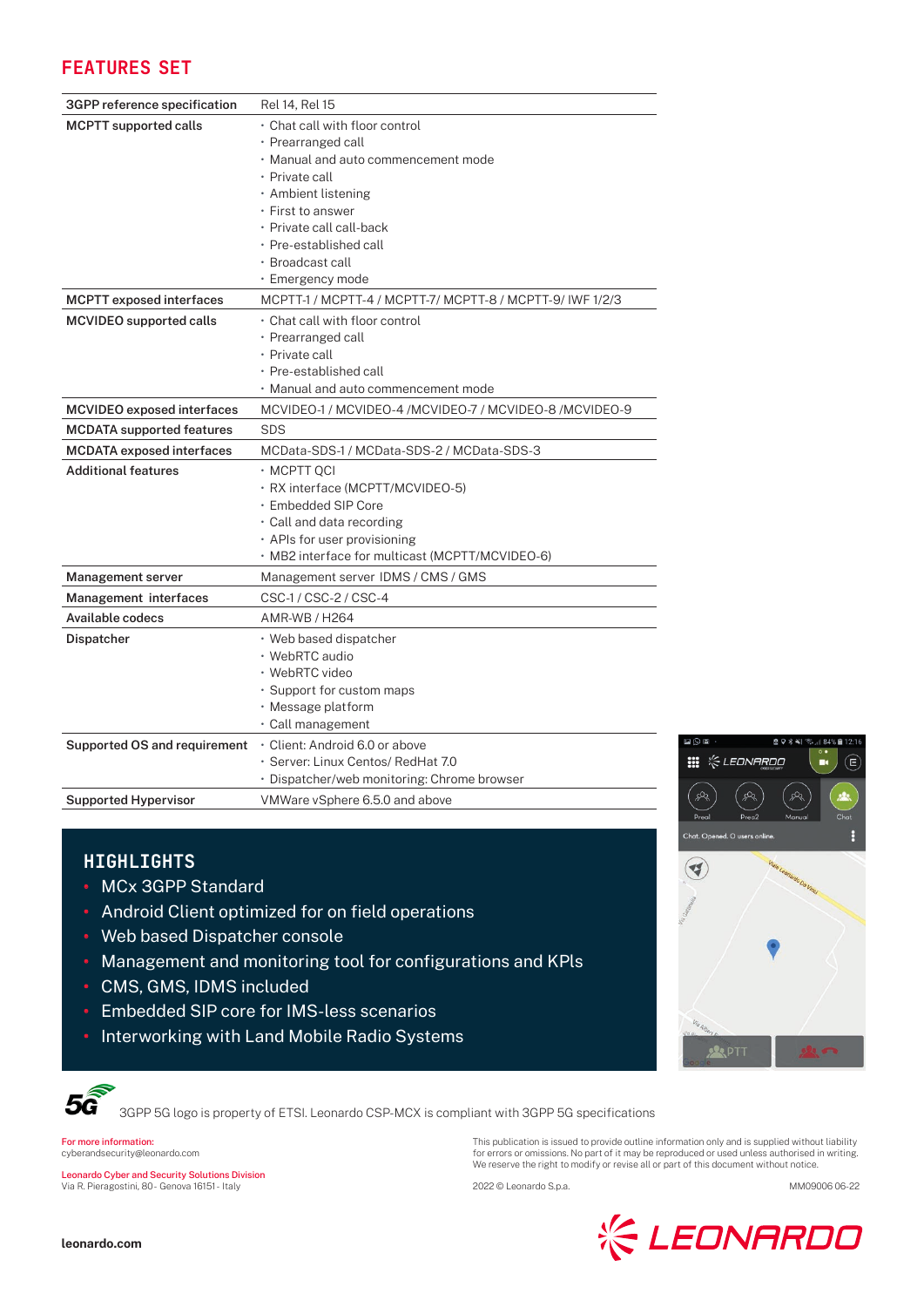## FEATURES SET

| | |
|---|---|
| **3GPP reference specification** | Rel 14, Rel 15 |
| **MCPTT supported calls** | · Chat call with floor control<br>· Prearranged call<br>· Manual and auto commencement mode<br>· Private call<br>· Ambient listening<br>· First to answer<br>· Private call call-back<br>· Pre-established call<br>· Broadcast call<br>· Emergency mode |
| **MCPTT exposed interfaces** | MCPTT-1 / MCPTT-4 / MCPTT-7/ MCPTT-8 / MCPTT-9/ IWF 1/2/3 |
| **MCVIDEO supported calls** | · Chat call with floor control<br>· Prearranged call<br>· Private call<br>· Pre-established call<br>· Manual and auto commencement mode |
| **MCVIDEO exposed interfaces** | MCVIDEO-1 / MCVIDEO-4 /MCVIDEO-7 / MCVIDEO-8 /MCVIDEO-9 |
| **MCDATA supported features** | SDS |
| **MCDATA exposed interfaces** | MCData-SDS-1 / MCData-SDS-2 / MCData-SDS-3 |
| **Additional features** | · MCPTT QCI<br>· RX interface (MCPTT/MCVIDEO-5)<br>· Embedded SIP Core<br>· Call and data recording<br>· APIs for user provisioning<br>· MB2 interface for multicast (MCPTT/MCVIDEO-6) |
| **Management server** | Management server IDMS / CMS / GMS |
| **Management interfaces** | CSC-1 / CSC-2 / CSC-4 |
| **Available codecs** | AMR-WB / H264 |
| **Dispatcher** | · Web based dispatcher<br>· WebRTC audio<br>· WebRTC video<br>· Support for custom maps<br>· Message platform<br>· Call management |
| **Supported OS and requirement** | · Client: Android 6.0 or above<br>· Server: Linux Centos/ RedHat 7.0<br>· Dispatcher/web monitoring: Chrome browser |
| **Supported Hypervisor** | VMWare vSphere 6.5.0 and above |

## HIGHLIGHTS

- MCx 3GPP Standard
- Android Client optimized for on field operations
- Web based Dispatcher console
- Management and monitoring tool for configurations and KPIs
- CMS, GMS, IDMS included
- Embedded SIP core for IMS-less scenarios
- Interworking with Land Mobile Radio Systems

3GPP 5G logo is property of ETSI. Leonardo CSP-MCX is compliant with 3GPP 5G specifications

For more information:
cyberandsecurity@leonardo.com

Leonardo Cyber and Security Solutions Division
Via R. Pieragostini, 80 - Genova 16151 - Italy

This publication is issued to provide outline information only and is supplied without liability for errors or omissions. No part of it may be reproduced or used unless authorised in writing. We reserve the right to modify or revise all or part of this document without notice.

2022 © Leonardo S.p.a.

MM09006 06-22

leonardo.com